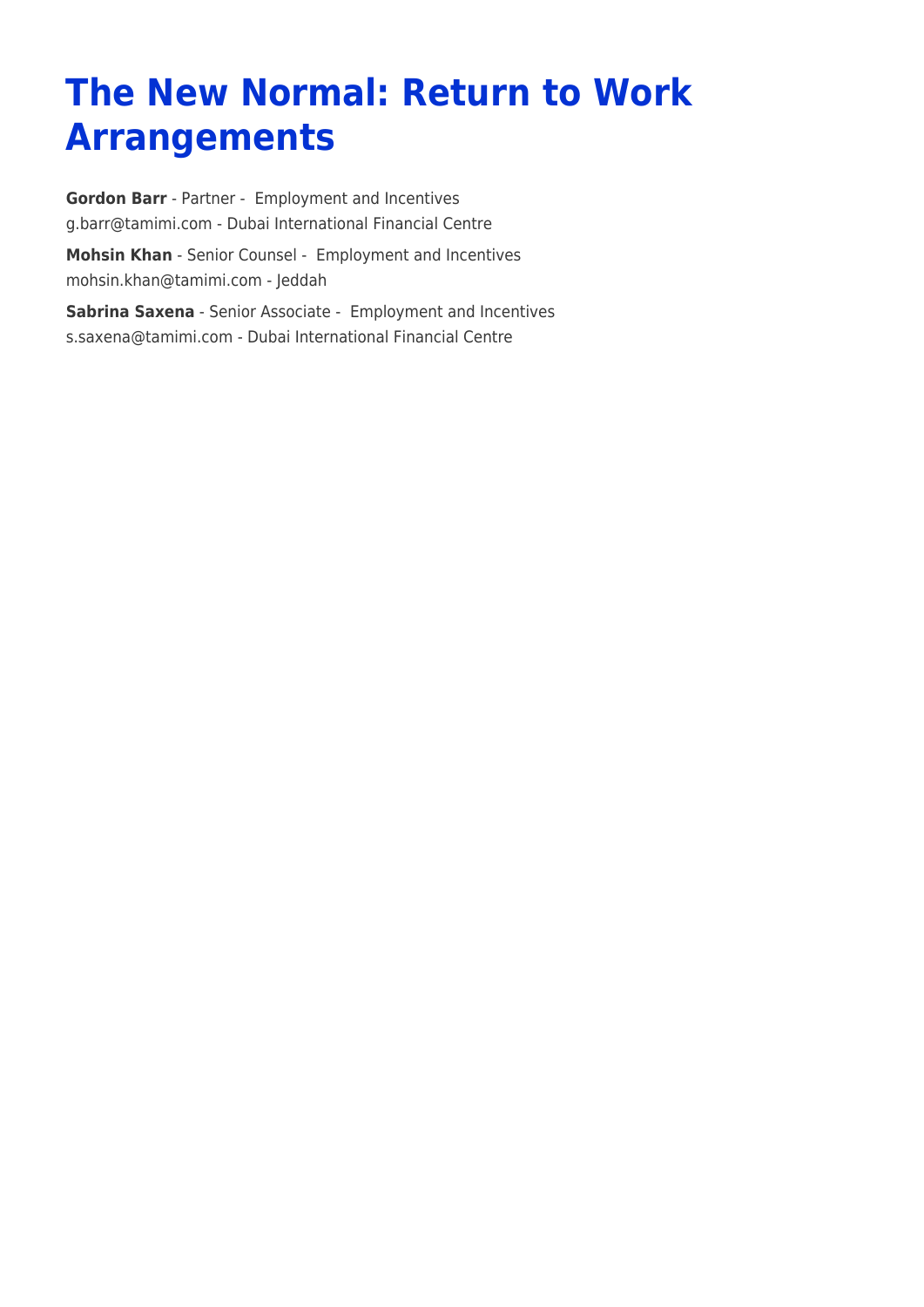# The New Normal: Return to Work Arrangements

**Gordon Barr** - Partner - Employment and Incentives
g.barr@tamimi.com - Dubai International Financial Centre

**Mohsin Khan** - Senior Counsel - Employment and Incentives
mohsin.khan@tamimi.com - Jeddah

**Sabrina Saxena** - Senior Associate - Employment and Incentives
s.saxena@tamimi.com - Dubai International Financial Centre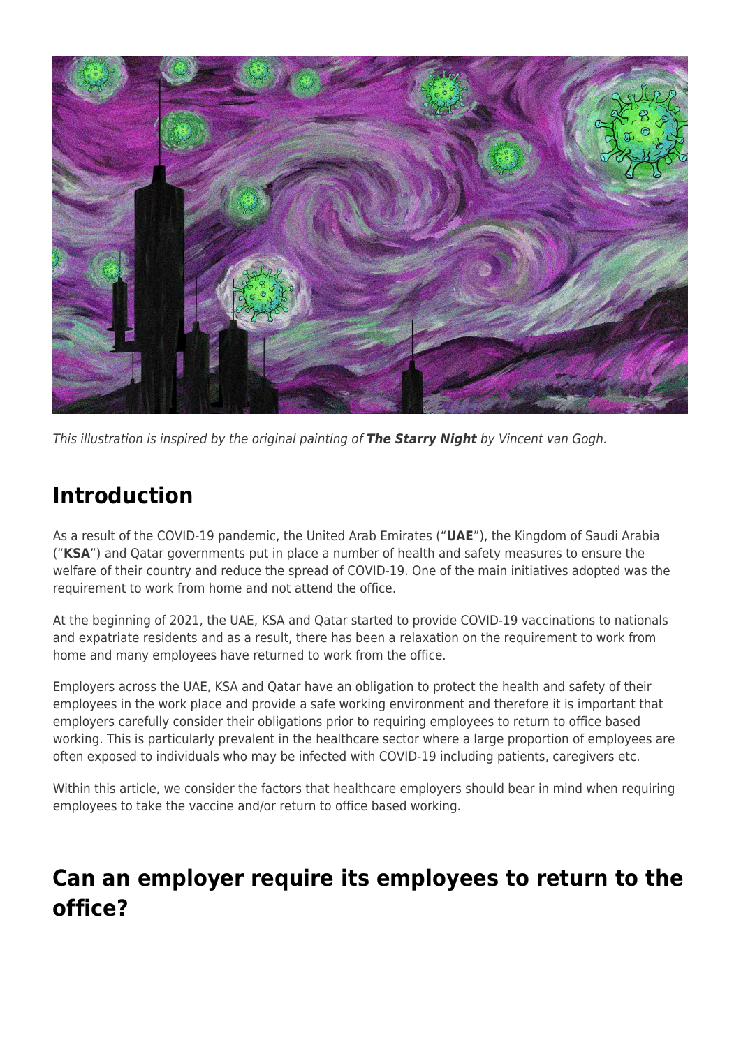*This illustration is inspired by the original painting of **The Starry Night** by Vincent van Gogh.*

## Introduction

As a result of the COVID-19 pandemic, the United Arab Emirates ("**UAE**"), the Kingdom of Saudi Arabia ("**KSA**") and Qatar governments put in place a number of health and safety measures to ensure the welfare of their country and reduce the spread of COVID-19. One of the main initiatives adopted was the requirement to work from home and not attend the office.

At the beginning of 2021, the UAE, KSA and Qatar started to provide COVID-19 vaccinations to nationals and expatriate residents and as a result, there has been a relaxation on the requirement to work from home and many employees have returned to work from the office.

Employers across the UAE, KSA and Qatar have an obligation to protect the health and safety of their employees in the work place and provide a safe working environment and therefore it is important that employers carefully consider their obligations prior to requiring employees to return to office based working. This is particularly prevalent in the healthcare sector where a large proportion of employees are often exposed to individuals who may be infected with COVID-19 including patients, caregivers etc.

Within this article, we consider the factors that healthcare employers should bear in mind when requiring employees to take the vaccine and/or return to office based working.

## Can an employer require its employees to return to the office?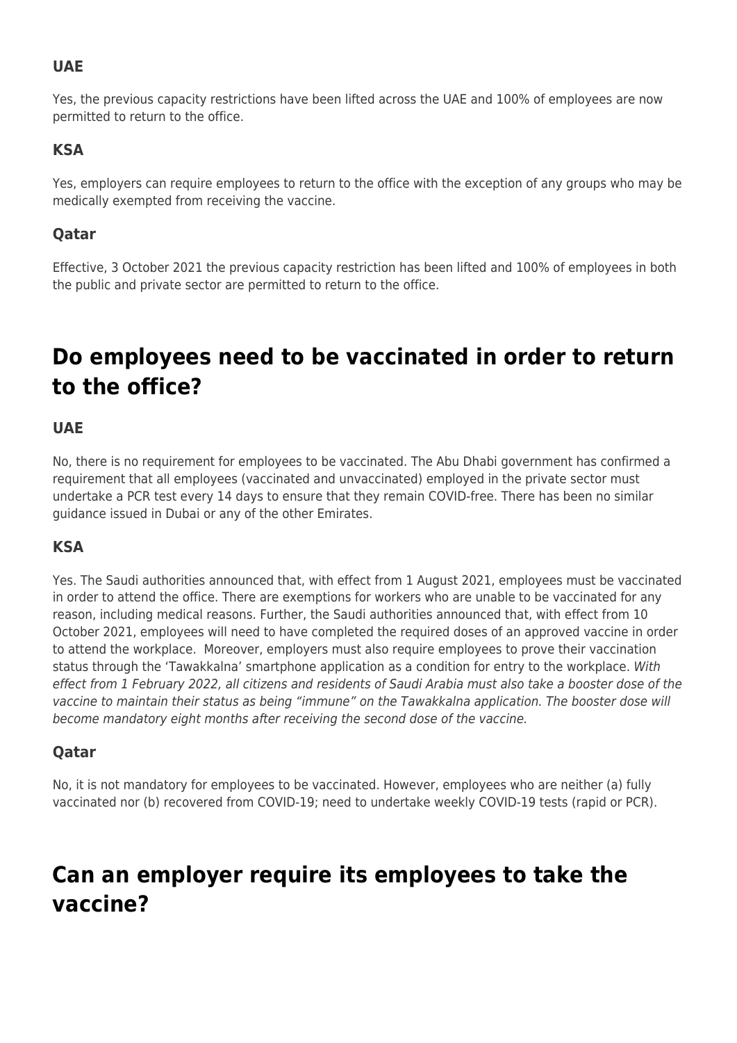### UAE

Yes, the previous capacity restrictions have been lifted across the UAE and 100% of employees are now permitted to return to the office.

### KSA

Yes, employers can require employees to return to the office with the exception of any groups who may be medically exempted from receiving the vaccine.

### Qatar

Effective, 3 October 2021 the previous capacity restriction has been lifted and 100% of employees in both the public and private sector are permitted to return to the office.

## Do employees need to be vaccinated in order to return to the office?

### UAE

No, there is no requirement for employees to be vaccinated. The Abu Dhabi government has confirmed a requirement that all employees (vaccinated and unvaccinated) employed in the private sector must undertake a PCR test every 14 days to ensure that they remain COVID-free. There has been no similar guidance issued in Dubai or any of the other Emirates.

### KSA

Yes. The Saudi authorities announced that, with effect from 1 August 2021, employees must be vaccinated in order to attend the office. There are exemptions for workers who are unable to be vaccinated for any reason, including medical reasons. Further, the Saudi authorities announced that, with effect from 10 October 2021, employees will need to have completed the required doses of an approved vaccine in order to attend the workplace. Moreover, employers must also require employees to prove their vaccination status through the 'Tawakkalna' smartphone application as a condition for entry to the workplace. *With effect from 1 February 2022, all citizens and residents of Saudi Arabia must also take a booster dose of the vaccine to maintain their status as being "immune" on the Tawakkalna application. The booster dose will become mandatory eight months after receiving the second dose of the vaccine.*

### Qatar

No, it is not mandatory for employees to be vaccinated. However, employees who are neither (a) fully vaccinated nor (b) recovered from COVID-19; need to undertake weekly COVID-19 tests (rapid or PCR).

## Can an employer require its employees to take the vaccine?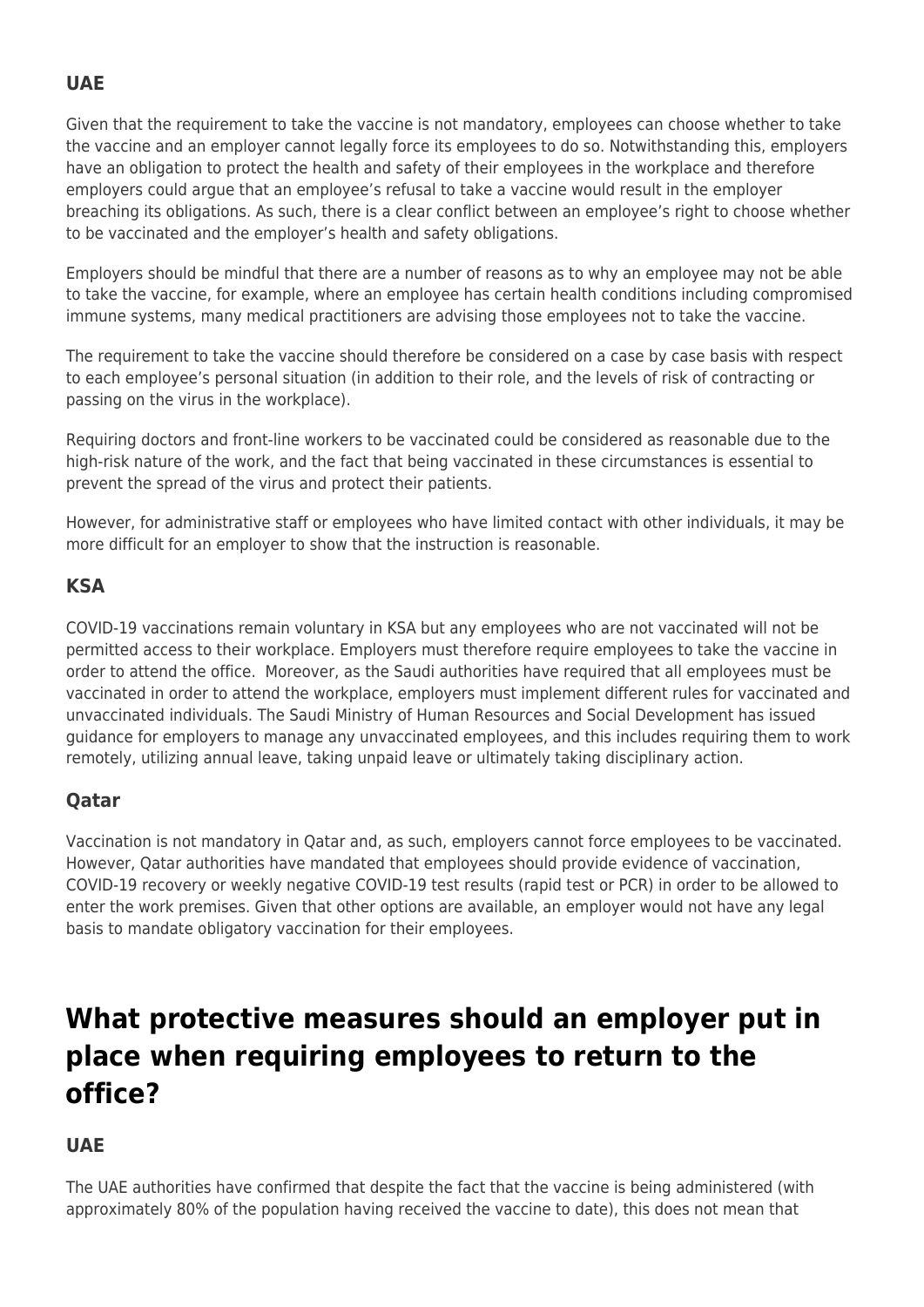### UAE

Given that the requirement to take the vaccine is not mandatory, employees can choose whether to take the vaccine and an employer cannot legally force its employees to do so. Notwithstanding this, employers have an obligation to protect the health and safety of their employees in the workplace and therefore employers could argue that an employee's refusal to take a vaccine would result in the employer breaching its obligations. As such, there is a clear conflict between an employee's right to choose whether to be vaccinated and the employer's health and safety obligations.

Employers should be mindful that there are a number of reasons as to why an employee may not be able to take the vaccine, for example, where an employee has certain health conditions including compromised immune systems, many medical practitioners are advising those employees not to take the vaccine.

The requirement to take the vaccine should therefore be considered on a case by case basis with respect to each employee's personal situation (in addition to their role, and the levels of risk of contracting or passing on the virus in the workplace).

Requiring doctors and front-line workers to be vaccinated could be considered as reasonable due to the high-risk nature of the work, and the fact that being vaccinated in these circumstances is essential to prevent the spread of the virus and protect their patients.

However, for administrative staff or employees who have limited contact with other individuals, it may be more difficult for an employer to show that the instruction is reasonable.

### KSA

COVID-19 vaccinations remain voluntary in KSA but any employees who are not vaccinated will not be permitted access to their workplace. Employers must therefore require employees to take the vaccine in order to attend the office. Moreover, as the Saudi authorities have required that all employees must be vaccinated in order to attend the workplace, employers must implement different rules for vaccinated and unvaccinated individuals. The Saudi Ministry of Human Resources and Social Development has issued guidance for employers to manage any unvaccinated employees, and this includes requiring them to work remotely, utilizing annual leave, taking unpaid leave or ultimately taking disciplinary action.

### Qatar

Vaccination is not mandatory in Qatar and, as such, employers cannot force employees to be vaccinated. However, Qatar authorities have mandated that employees should provide evidence of vaccination, COVID-19 recovery or weekly negative COVID-19 test results (rapid test or PCR) in order to be allowed to enter the work premises. Given that other options are available, an employer would not have any legal basis to mandate obligatory vaccination for their employees.

## What protective measures should an employer put in place when requiring employees to return to the office?

### UAE

The UAE authorities have confirmed that despite the fact that the vaccine is being administered (with approximately 80% of the population having received the vaccine to date), this does not mean that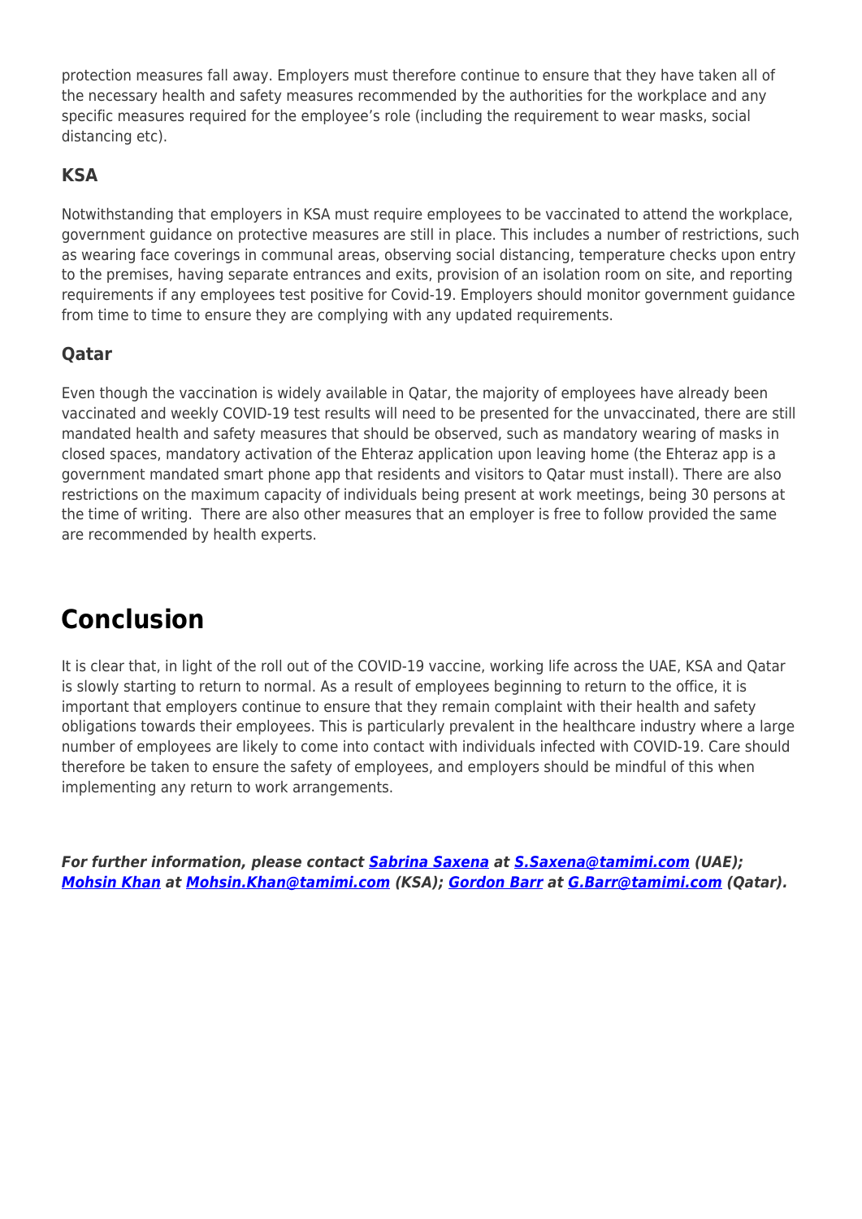protection measures fall away. Employers must therefore continue to ensure that they have taken all of the necessary health and safety measures recommended by the authorities for the workplace and any specific measures required for the employee's role (including the requirement to wear masks, social distancing etc).

### KSA

Notwithstanding that employers in KSA must require employees to be vaccinated to attend the workplace, government guidance on protective measures are still in place. This includes a number of restrictions, such as wearing face coverings in communal areas, observing social distancing, temperature checks upon entry to the premises, having separate entrances and exits, provision of an isolation room on site, and reporting requirements if any employees test positive for Covid-19. Employers should monitor government guidance from time to time to ensure they are complying with any updated requirements.

### Qatar

Even though the vaccination is widely available in Qatar, the majority of employees have already been vaccinated and weekly COVID-19 test results will need to be presented for the unvaccinated, there are still mandated health and safety measures that should be observed, such as mandatory wearing of masks in closed spaces, mandatory activation of the Ehteraz application upon leaving home (the Ehteraz app is a government mandated smart phone app that residents and visitors to Qatar must install). There are also restrictions on the maximum capacity of individuals being present at work meetings, being 30 persons at the time of writing. There are also other measures that an employer is free to follow provided the same are recommended by health experts.

## Conclusion

It is clear that, in light of the roll out of the COVID-19 vaccine, working life across the UAE, KSA and Qatar is slowly starting to return to normal. As a result of employees beginning to return to the office, it is important that employers continue to ensure that they remain complaint with their health and safety obligations towards their employees. This is particularly prevalent in the healthcare industry where a large number of employees are likely to come into contact with individuals infected with COVID-19. Care should therefore be taken to ensure the safety of employees, and employers should be mindful of this when implementing any return to work arrangements.

***For further information, please contact [Sabrina Saxena](#) at [S.Saxena@tamimi.com](mailto:S.Saxena@tamimi.com) (UAE); [Mohsin Khan](#) at [Mohsin.Khan@tamimi.com](mailto:Mohsin.Khan@tamimi.com) (KSA); [Gordon Barr](#) at [G.Barr@tamimi.com](mailto:G.Barr@tamimi.com) (Qatar).***